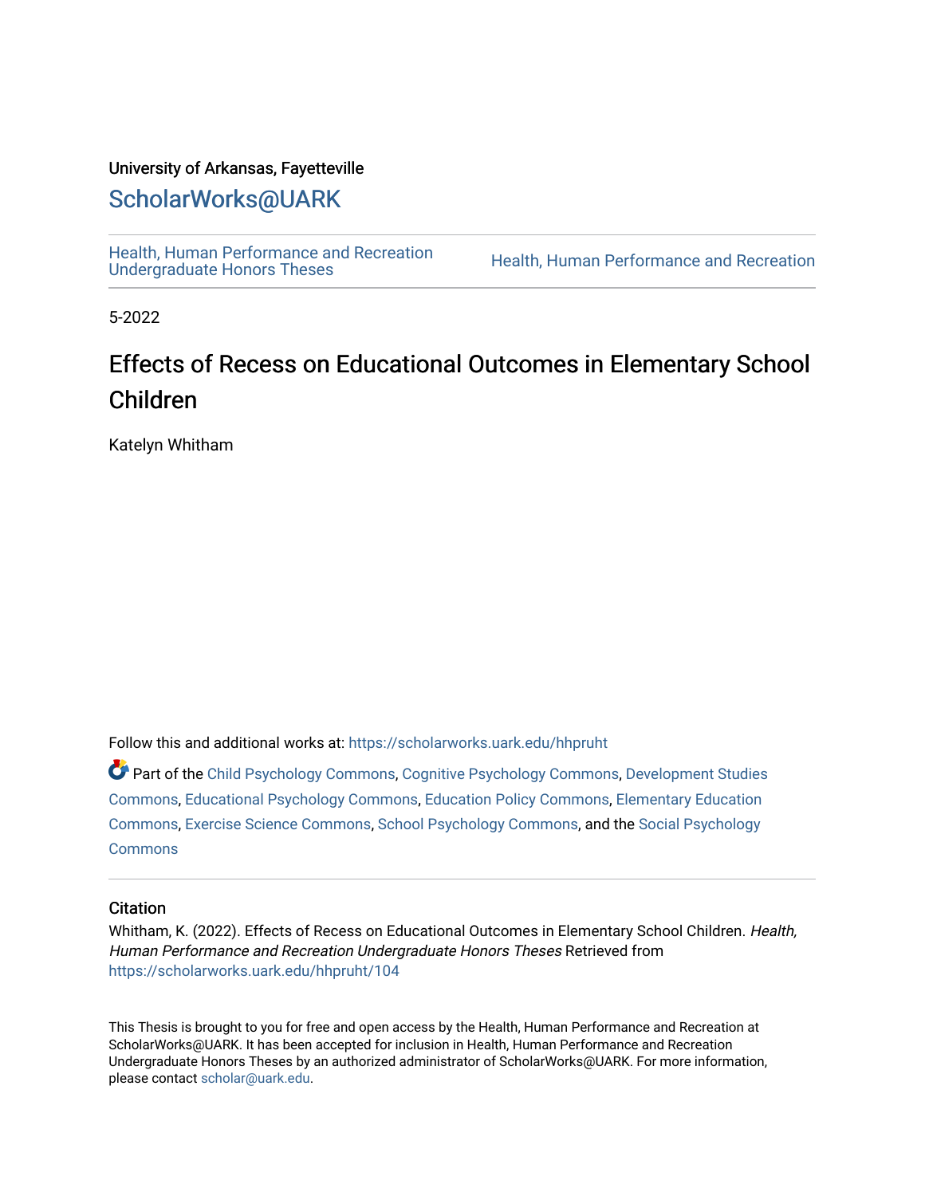University of Arkansas, Fayetteville

ScholarWorks@UARK

Health, Human Performance and Recreation Undergraduate Honors Theses

Health, Human Performance and Recreation

5-2022

# Effects of Recess on Educational Outcomes in Elementary School Children

Katelyn Whitham

Follow this and additional works at: https://scholarworks.uark.edu/hhpruht

Part of the Child Psychology Commons, Cognitive Psychology Commons, Development Studies Commons, Educational Psychology Commons, Education Policy Commons, Elementary Education Commons, Exercise Science Commons, School Psychology Commons, and the Social Psychology Commons

## Citation

Whitham, K. (2022). Effects of Recess on Educational Outcomes in Elementary School Children. *Health, Human Performance and Recreation Undergraduate Honors Theses* Retrieved from https://scholarworks.uark.edu/hhpruht/104

This Thesis is brought to you for free and open access by the Health, Human Performance and Recreation at ScholarWorks@UARK. It has been accepted for inclusion in Health, Human Performance and Recreation Undergraduate Honors Theses by an authorized administrator of ScholarWorks@UARK. For more information, please contact scholar@uark.edu.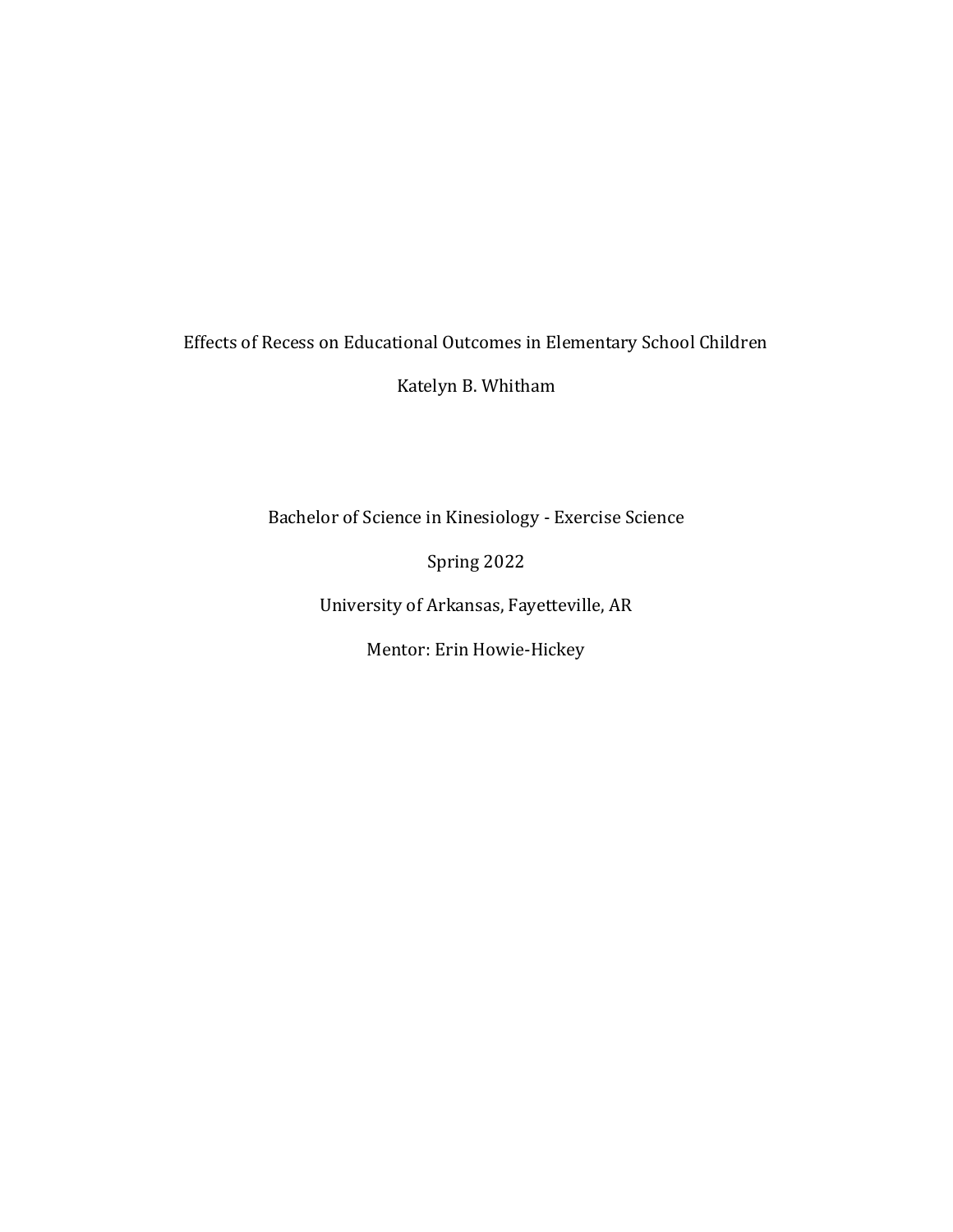# Effects of Recess on Educational Outcomes in Elementary School Children

Katelyn B. Whitham

Bachelor of Science in Kinesiology - Exercise Science

Spring 2022

University of Arkansas, Fayetteville, AR

Mentor: Erin Howie-Hickey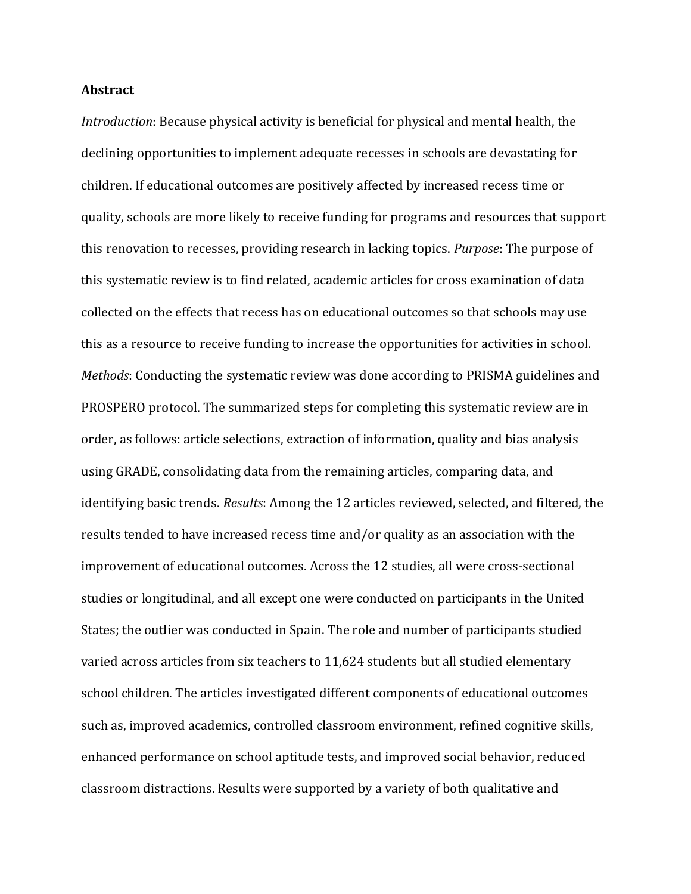**Abstract**

*Introduction*: Because physical activity is beneficial for physical and mental health, the declining opportunities to implement adequate recesses in schools are devastating for children. If educational outcomes are positively affected by increased recess time or quality, schools are more likely to receive funding for programs and resources that support this renovation to recesses, providing research in lacking topics. *Purpose*: The purpose of this systematic review is to find related, academic articles for cross examination of data collected on the effects that recess has on educational outcomes so that schools may use this as a resource to receive funding to increase the opportunities for activities in school. *Methods*: Conducting the systematic review was done according to PRISMA guidelines and PROSPERO protocol. The summarized steps for completing this systematic review are in order, as follows: article selections, extraction of information, quality and bias analysis using GRADE, consolidating data from the remaining articles, comparing data, and identifying basic trends. *Results*: Among the 12 articles reviewed, selected, and filtered, the results tended to have increased recess time and/or quality as an association with the improvement of educational outcomes. Across the 12 studies, all were cross-sectional studies or longitudinal, and all except one were conducted on participants in the United States; the outlier was conducted in Spain. The role and number of participants studied varied across articles from six teachers to 11,624 students but all studied elementary school children. The articles investigated different components of educational outcomes such as, improved academics, controlled classroom environment, refined cognitive skills, enhanced performance on school aptitude tests, and improved social behavior, reduced classroom distractions. Results were supported by a variety of both qualitative and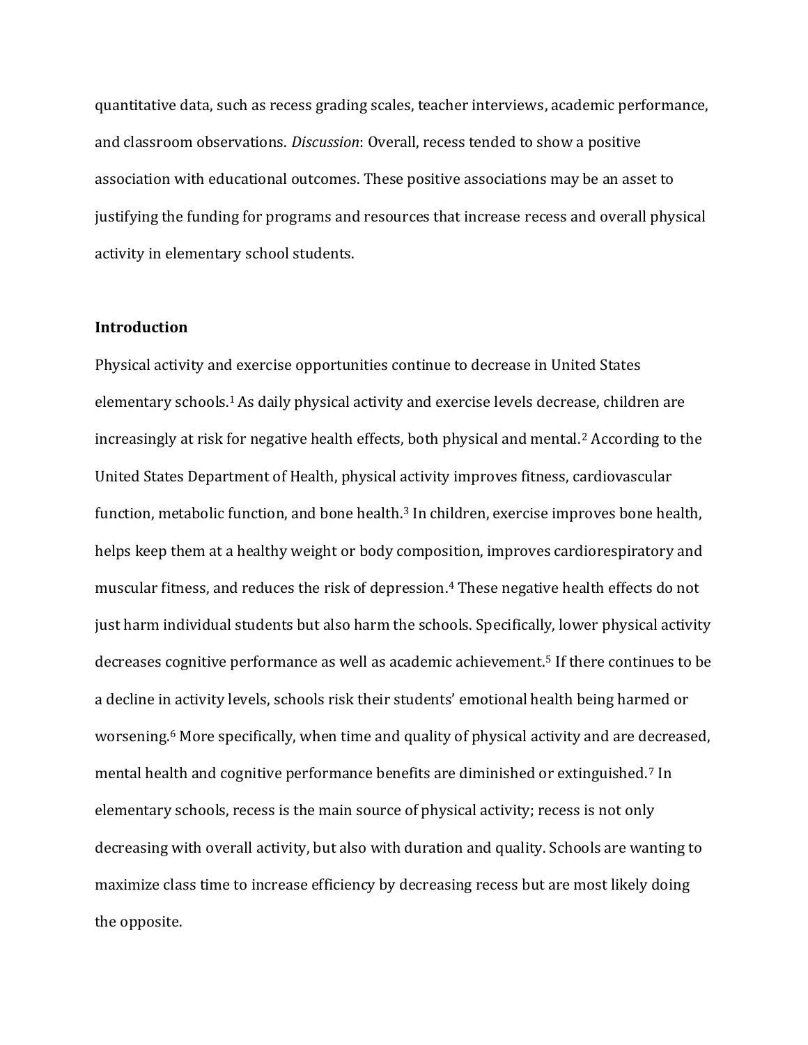quantitative data, such as recess grading scales, teacher interviews, academic performance, and classroom observations. *Discussion*: Overall, recess tended to show a positive association with educational outcomes. These positive associations may be an asset to justifying the funding for programs and resources that increase recess and overall physical activity in elementary school students.

## Introduction

Physical activity and exercise opportunities continue to decrease in United States elementary schools.[1] As daily physical activity and exercise levels decrease, children are increasingly at risk for negative health effects, both physical and mental.[2] According to the United States Department of Health, physical activity improves fitness, cardiovascular function, metabolic function, and bone health.[3] In children, exercise improves bone health, helps keep them at a healthy weight or body composition, improves cardiorespiratory and muscular fitness, and reduces the risk of depression.[4] These negative health effects do not just harm individual students but also harm the schools. Specifically, lower physical activity decreases cognitive performance as well as academic achievement.[5] If there continues to be a decline in activity levels, schools risk their students' emotional health being harmed or worsening.[6] More specifically, when time and quality of physical activity and are decreased, mental health and cognitive performance benefits are diminished or extinguished.[7] In elementary schools, recess is the main source of physical activity; recess is not only decreasing with overall activity, but also with duration and quality. Schools are wanting to maximize class time to increase efficiency by decreasing recess but are most likely doing the opposite.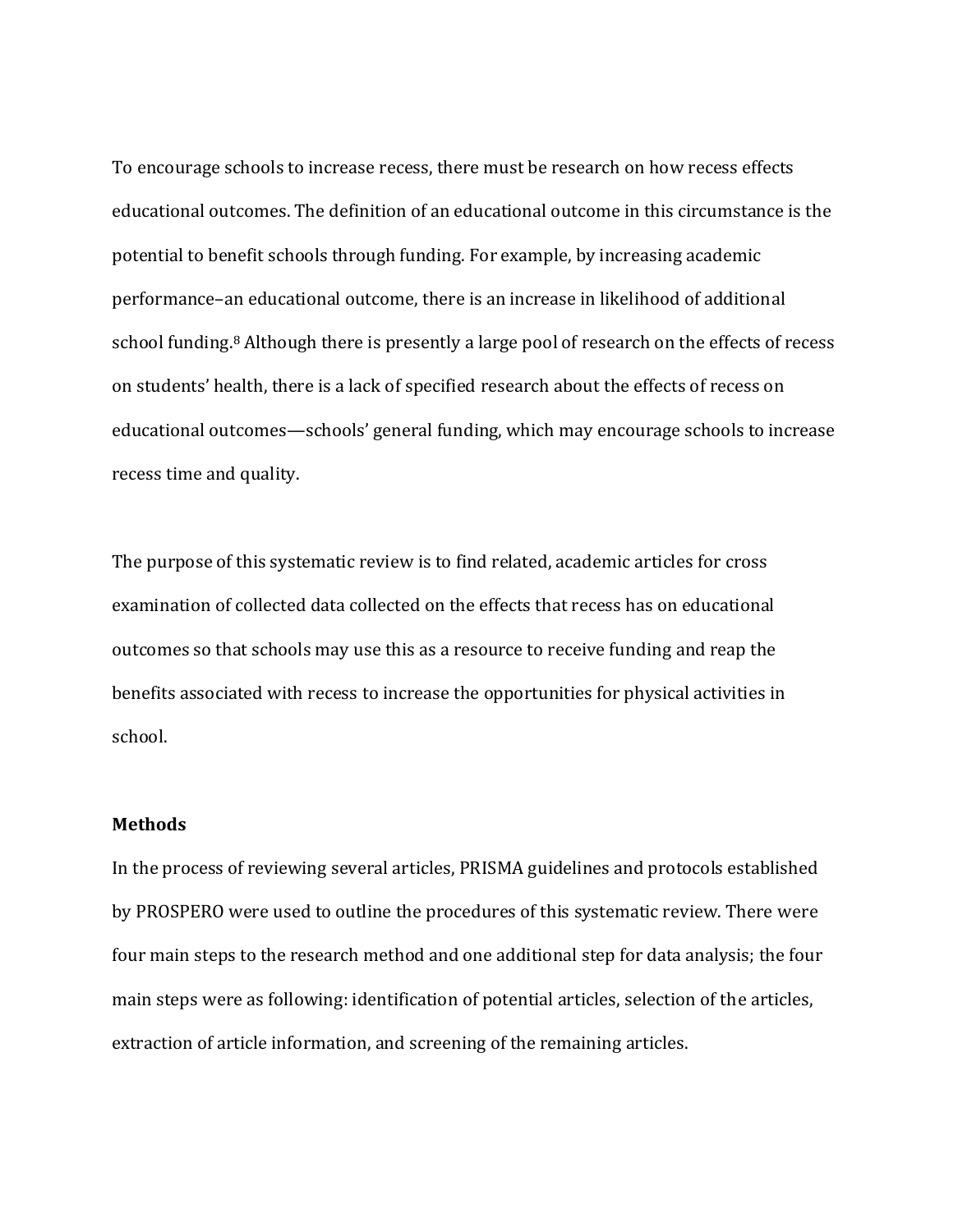To encourage schools to increase recess, there must be research on how recess effects educational outcomes. The definition of an educational outcome in this circumstance is the potential to benefit schools through funding. For example, by increasing academic performance–an educational outcome, there is an increase in likelihood of additional school funding.[8] Although there is presently a large pool of research on the effects of recess on students' health, there is a lack of specified research about the effects of recess on educational outcomes—schools' general funding, which may encourage schools to increase recess time and quality.

The purpose of this systematic review is to find related, academic articles for cross examination of collected data collected on the effects that recess has on educational outcomes so that schools may use this as a resource to receive funding and reap the benefits associated with recess to increase the opportunities for physical activities in school.

**Methods**

In the process of reviewing several articles, PRISMA guidelines and protocols established by PROSPERO were used to outline the procedures of this systematic review. There were four main steps to the research method and one additional step for data analysis; the four main steps were as following: identification of potential articles, selection of the articles, extraction of article information, and screening of the remaining articles.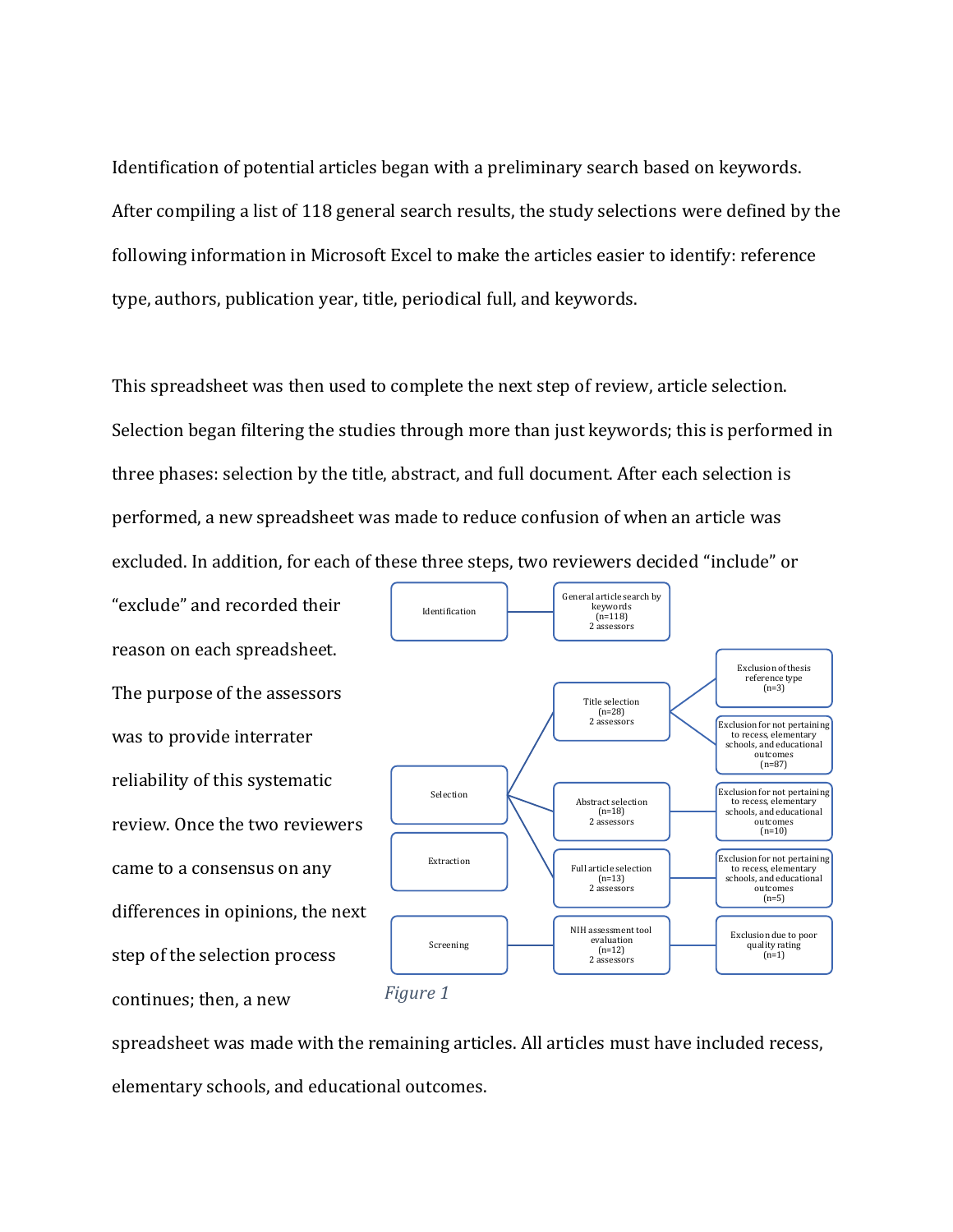Identification of potential articles began with a preliminary search based on keywords. After compiling a list of 118 general search results, the study selections were defined by the following information in Microsoft Excel to make the articles easier to identify: reference type, authors, publication year, title, periodical full, and keywords.

This spreadsheet was then used to complete the next step of review, article selection. Selection began filtering the studies through more than just keywords; this is performed in three phases: selection by the title, abstract, and full document. After each selection is performed, a new spreadsheet was made to reduce confusion of when an article was excluded. In addition, for each of these three steps, two reviewers decided "include" or "exclude" and recorded their reason on each spreadsheet. The purpose of the assessors was to provide interrater reliability of this systematic review. Once the two reviewers came to a consensus on any differences in opinions, the next step of the selection process continues; then, a new spreadsheet was made with the remaining articles. All articles must have included recess, elementary schools, and educational outcomes.

Identification — General article search by keywords (n=118) 2 assessors

Selection — Title selection (n=28) 2 assessors — Exclusion of thesis reference type (n=3); Exclusion for not pertaining to recess, elementary schools, and educational outcomes (n=87)

Selection — Abstract selection (n=18) 2 assessors — Exclusion for not pertaining to recess, elementary schools, and educational outcomes (n=10)

Extraction — Full article selection (n=13) 2 assessors — Exclusion for not pertaining to recess, elementary schools, and educational outcomes (n=5)

Screening — NIH assessment tool evaluation (n=12) 2 assessors — Exclusion due to poor quality rating (n=1)

*Figure 1*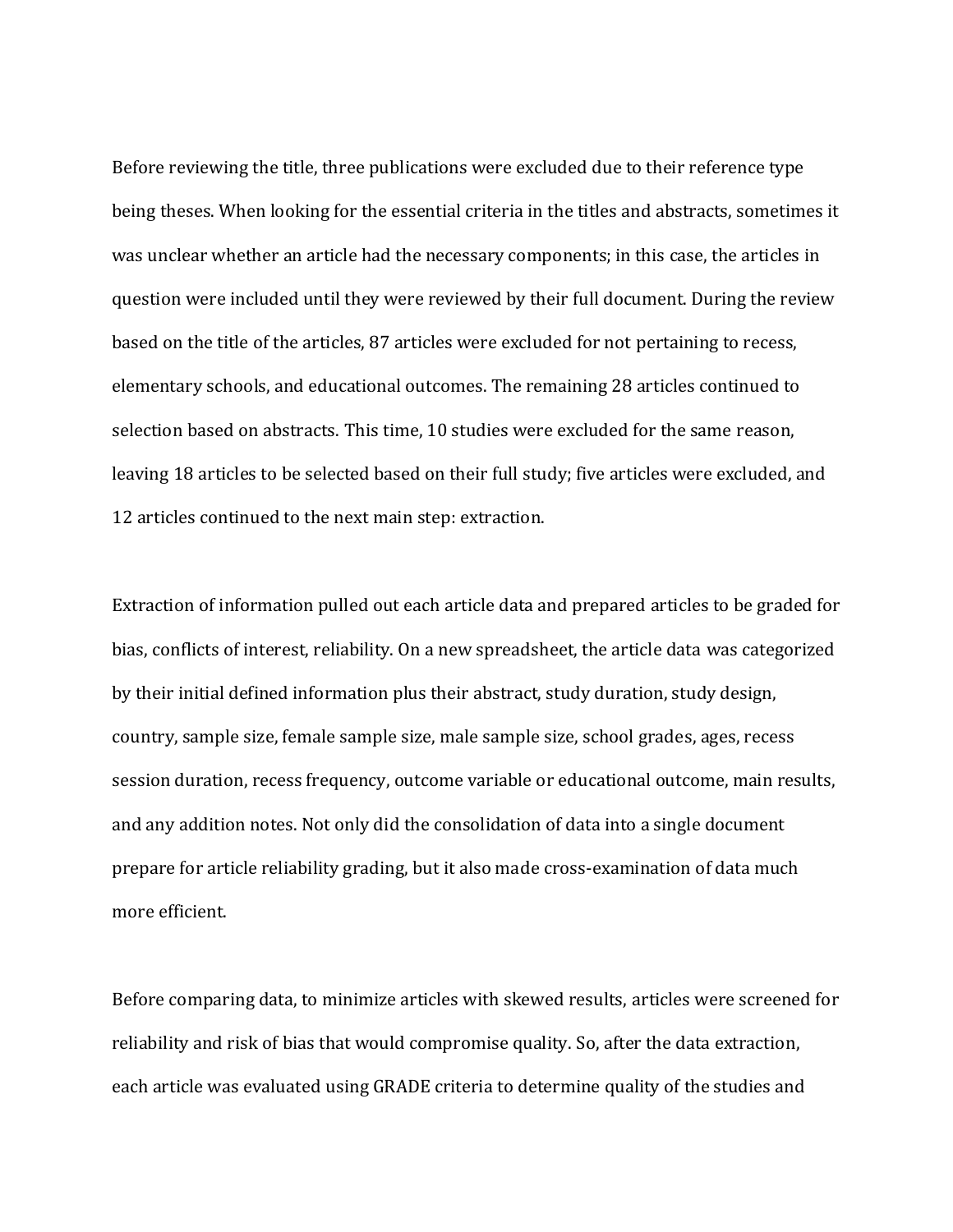Before reviewing the title, three publications were excluded due to their reference type being theses. When looking for the essential criteria in the titles and abstracts, sometimes it was unclear whether an article had the necessary components; in this case, the articles in question were included until they were reviewed by their full document. During the review based on the title of the articles, 87 articles were excluded for not pertaining to recess, elementary schools, and educational outcomes. The remaining 28 articles continued to selection based on abstracts. This time, 10 studies were excluded for the same reason, leaving 18 articles to be selected based on their full study; five articles were excluded, and 12 articles continued to the next main step: extraction.

Extraction of information pulled out each article data and prepared articles to be graded for bias, conflicts of interest, reliability. On a new spreadsheet, the article data was categorized by their initial defined information plus their abstract, study duration, study design, country, sample size, female sample size, male sample size, school grades, ages, recess session duration, recess frequency, outcome variable or educational outcome, main results, and any addition notes. Not only did the consolidation of data into a single document prepare for article reliability grading, but it also made cross-examination of data much more efficient.

Before comparing data, to minimize articles with skewed results, articles were screened for reliability and risk of bias that would compromise quality. So, after the data extraction, each article was evaluated using GRADE criteria to determine quality of the studies and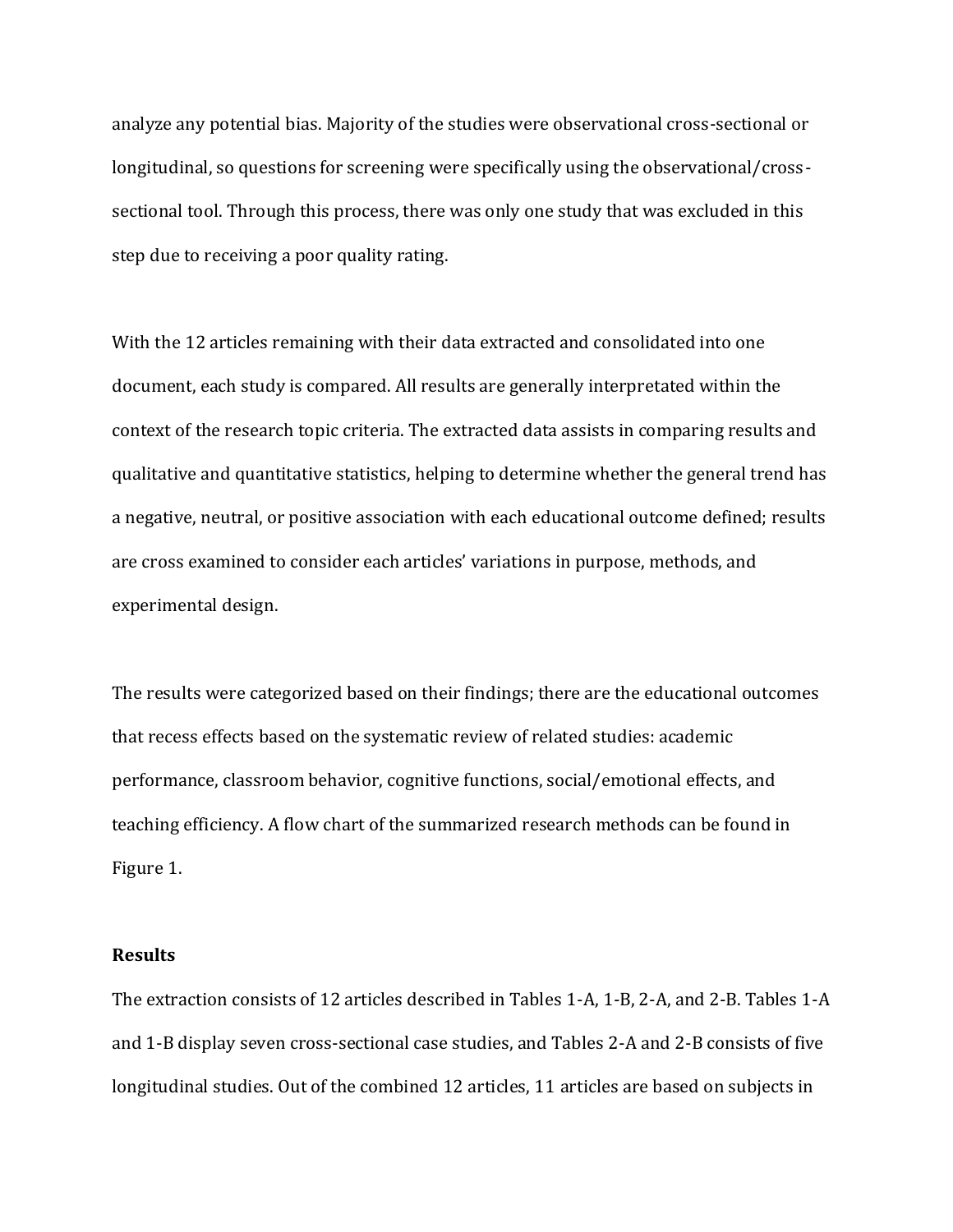analyze any potential bias. Majority of the studies were observational cross-sectional or longitudinal, so questions for screening were specifically using the observational/cross-sectional tool. Through this process, there was only one study that was excluded in this step due to receiving a poor quality rating.

With the 12 articles remaining with their data extracted and consolidated into one document, each study is compared. All results are generally interpretated within the context of the research topic criteria. The extracted data assists in comparing results and qualitative and quantitative statistics, helping to determine whether the general trend has a negative, neutral, or positive association with each educational outcome defined; results are cross examined to consider each articles' variations in purpose, methods, and experimental design.

The results were categorized based on their findings; there are the educational outcomes that recess effects based on the systematic review of related studies: academic performance, classroom behavior, cognitive functions, social/emotional effects, and teaching efficiency. A flow chart of the summarized research methods can be found in Figure 1.

## Results

The extraction consists of 12 articles described in Tables 1-A, 1-B, 2-A, and 2-B. Tables 1-A and 1-B display seven cross-sectional case studies, and Tables 2-A and 2-B consists of five longitudinal studies. Out of the combined 12 articles, 11 articles are based on subjects in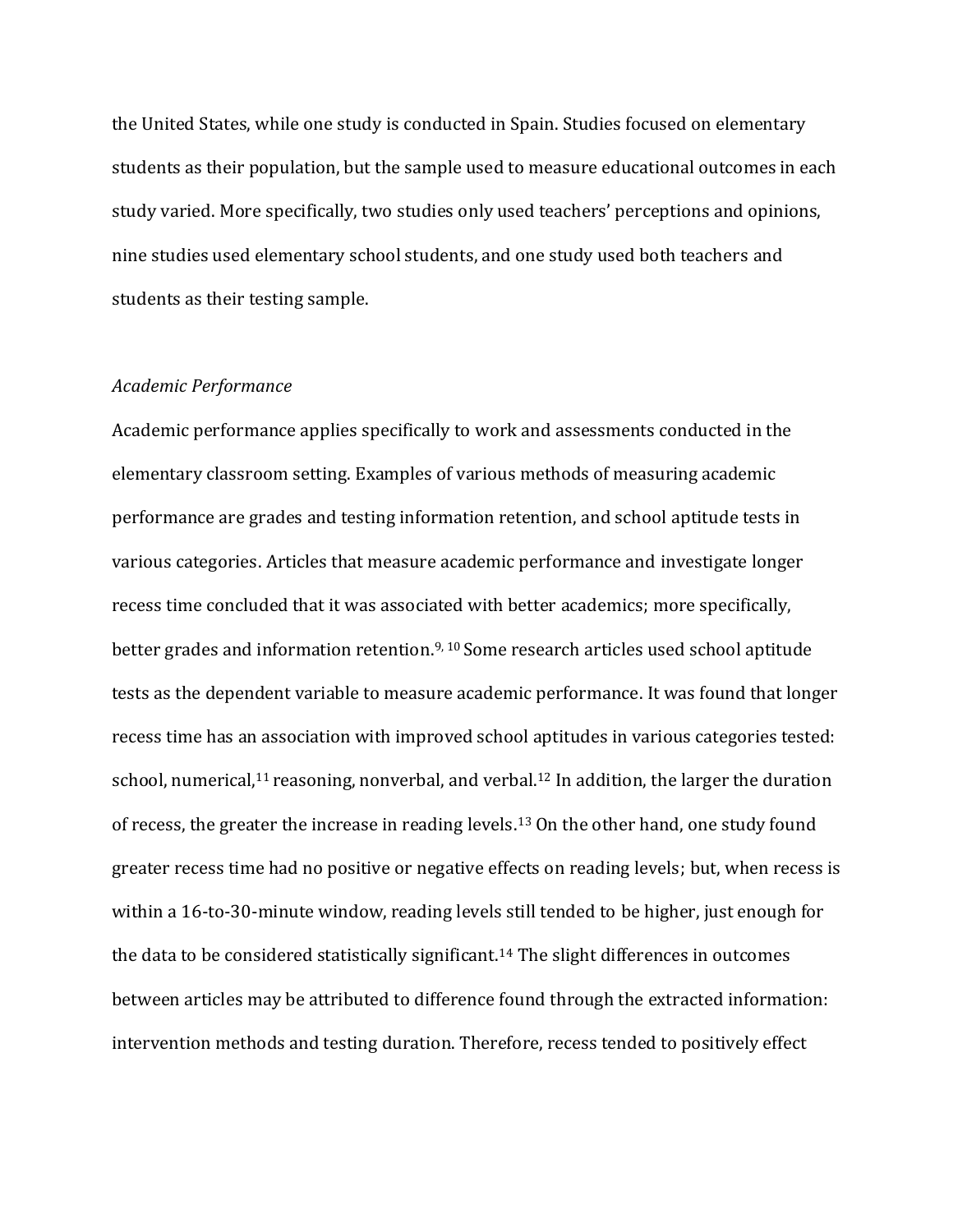the United States, while one study is conducted in Spain. Studies focused on elementary students as their population, but the sample used to measure educational outcomes in each study varied. More specifically, two studies only used teachers' perceptions and opinions, nine studies used elementary school students, and one study used both teachers and students as their testing sample.

*Academic Performance*

Academic performance applies specifically to work and assessments conducted in the elementary classroom setting. Examples of various methods of measuring academic performance are grades and testing information retention, and school aptitude tests in various categories. Articles that measure academic performance and investigate longer recess time concluded that it was associated with better academics; more specifically, better grades and information retention.[9, 10] Some research articles used school aptitude tests as the dependent variable to measure academic performance. It was found that longer recess time has an association with improved school aptitudes in various categories tested: school, numerical,[11] reasoning, nonverbal, and verbal.[12] In addition, the larger the duration of recess, the greater the increase in reading levels.[13] On the other hand, one study found greater recess time had no positive or negative effects on reading levels; but, when recess is within a 16-to-30-minute window, reading levels still tended to be higher, just enough for the data to be considered statistically significant.[14] The slight differences in outcomes between articles may be attributed to difference found through the extracted information: intervention methods and testing duration. Therefore, recess tended to positively effect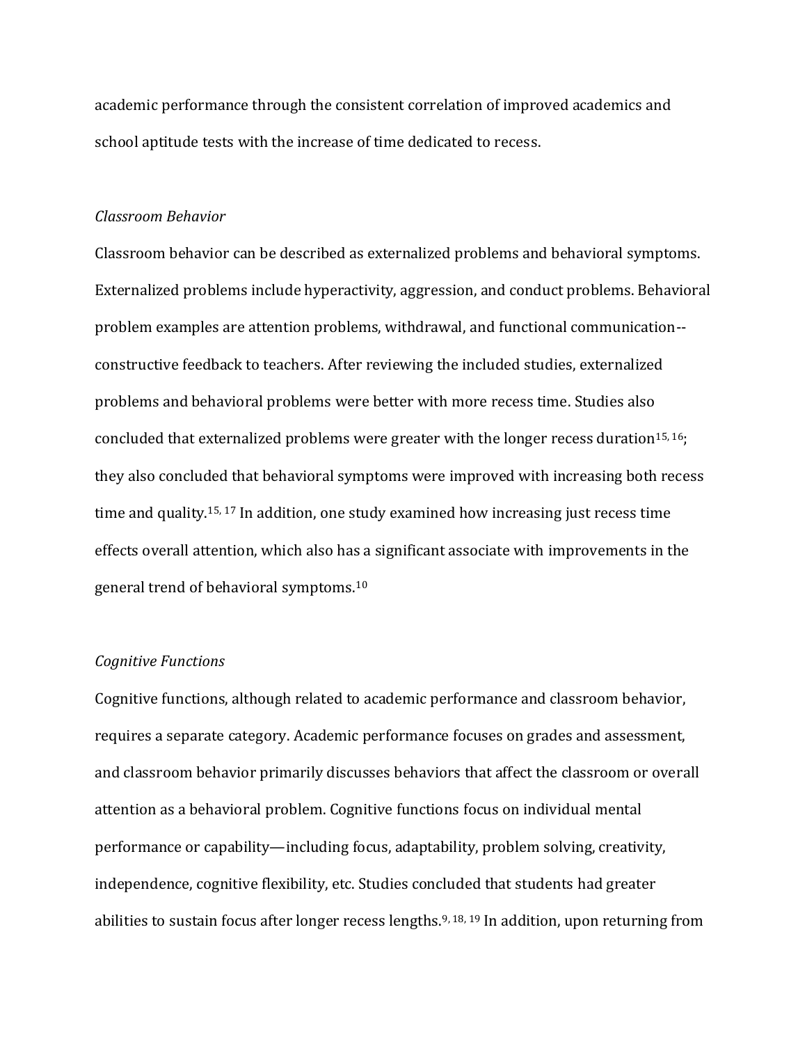academic performance through the consistent correlation of improved academics and school aptitude tests with the increase of time dedicated to recess.

### *Classroom Behavior*

Classroom behavior can be described as externalized problems and behavioral symptoms. Externalized problems include hyperactivity, aggression, and conduct problems. Behavioral problem examples are attention problems, withdrawal, and functional communication--constructive feedback to teachers. After reviewing the included studies, externalized problems and behavioral problems were better with more recess time. Studies also concluded that externalized problems were greater with the longer recess duration[15, 16]; they also concluded that behavioral symptoms were improved with increasing both recess time and quality.[15, 17] In addition, one study examined how increasing just recess time effects overall attention, which also has a significant associate with improvements in the general trend of behavioral symptoms.[10]

### *Cognitive Functions*

Cognitive functions, although related to academic performance and classroom behavior, requires a separate category. Academic performance focuses on grades and assessment, and classroom behavior primarily discusses behaviors that affect the classroom or overall attention as a behavioral problem. Cognitive functions focus on individual mental performance or capability—including focus, adaptability, problem solving, creativity, independence, cognitive flexibility, etc. Studies concluded that students had greater abilities to sustain focus after longer recess lengths.[9, 18, 19] In addition, upon returning from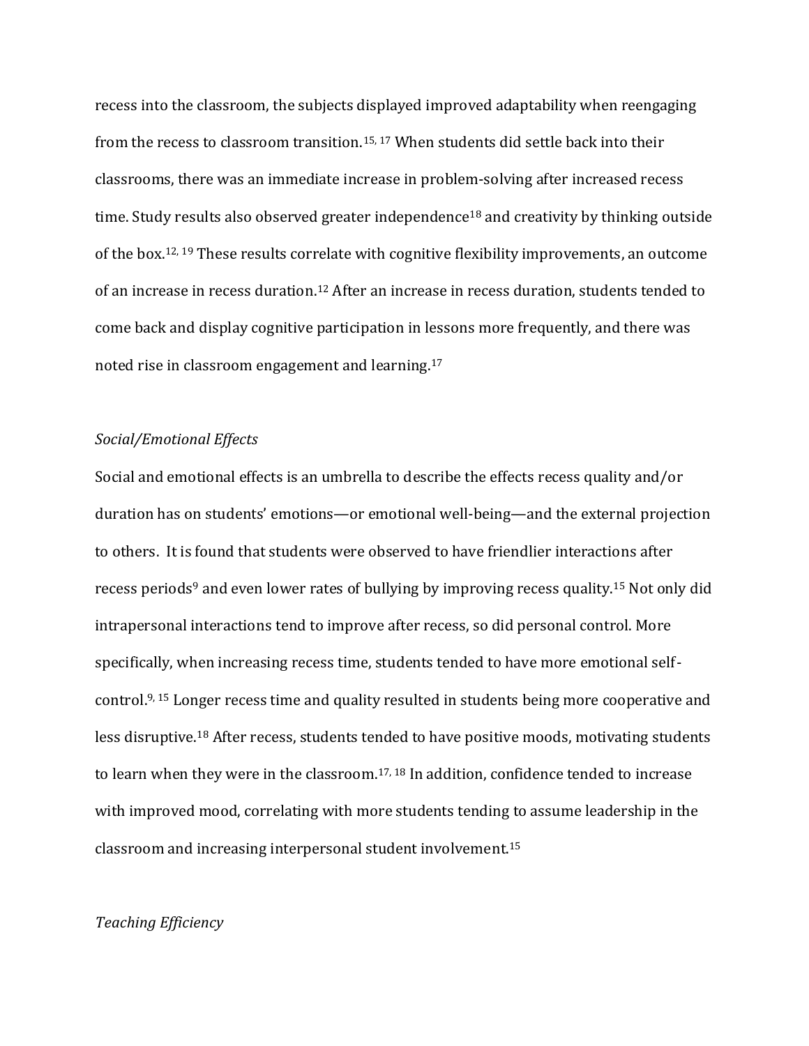recess into the classroom, the subjects displayed improved adaptability when reengaging from the recess to classroom transition.[15, 17] When students did settle back into their classrooms, there was an immediate increase in problem-solving after increased recess time. Study results also observed greater independence[18] and creativity by thinking outside of the box.[12, 19] These results correlate with cognitive flexibility improvements, an outcome of an increase in recess duration.[12] After an increase in recess duration, students tended to come back and display cognitive participation in lessons more frequently, and there was noted rise in classroom engagement and learning.[17]

### *Social/Emotional Effects*

Social and emotional effects is an umbrella to describe the effects recess quality and/or duration has on students' emotions—or emotional well-being—and the external projection to others. It is found that students were observed to have friendlier interactions after recess periods[9] and even lower rates of bullying by improving recess quality.[15] Not only did intrapersonal interactions tend to improve after recess, so did personal control. More specifically, when increasing recess time, students tended to have more emotional self-control.[9, 15] Longer recess time and quality resulted in students being more cooperative and less disruptive.[18] After recess, students tended to have positive moods, motivating students to learn when they were in the classroom.[17, 18] In addition, confidence tended to increase with improved mood, correlating with more students tending to assume leadership in the classroom and increasing interpersonal student involvement.[15]

### *Teaching Efficiency*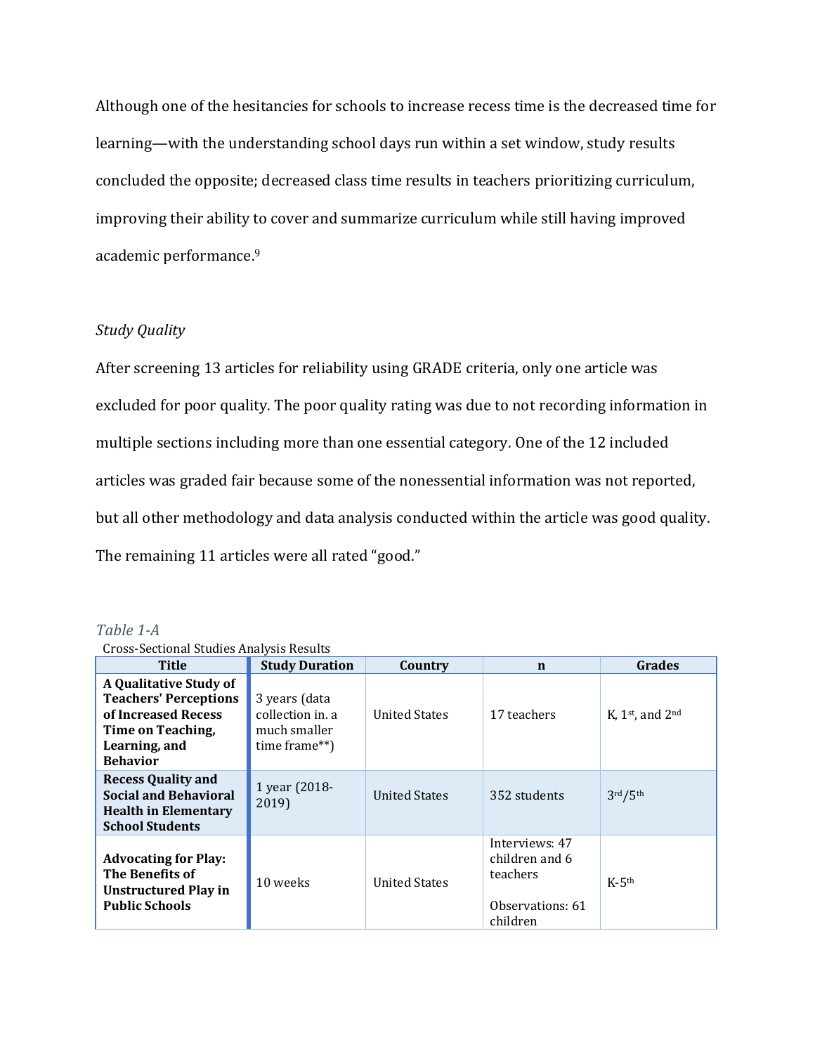Although one of the hesitancies for schools to increase recess time is the decreased time for learning—with the understanding school days run within a set window, study results concluded the opposite; decreased class time results in teachers prioritizing curriculum, improving their ability to cover and summarize curriculum while still having improved academic performance.[9]

*Study Quality*

After screening 13 articles for reliability using GRADE criteria, only one article was excluded for poor quality. The poor quality rating was due to not recording information in multiple sections including more than one essential category. One of the 12 included articles was graded fair because some of the nonessential information was not reported, but all other methodology and data analysis conducted within the article was good quality. The remaining 11 articles were all rated "good."

*Table 1-A*

Cross-Sectional Studies Analysis Results

| Title | Study Duration | Country | n | Grades |
|---|---|---|---|---|
| **A Qualitative Study of Teachers' Perceptions of Increased Recess Time on Teaching, Learning, and Behavior** | 3 years (data collection in. a much smaller time frame**) | United States | 17 teachers | K, 1st, and 2nd |
| **Recess Quality and Social and Behavioral Health in Elementary School Students** | 1 year (2018-2019) | United States | 352 students | 3rd/5th |
| **Advocating for Play: The Benefits of Unstructured Play in Public Schools** | 10 weeks | United States | Interviews: 47 children and 6 teachers<br><br>Observations: 61 children | K-5th |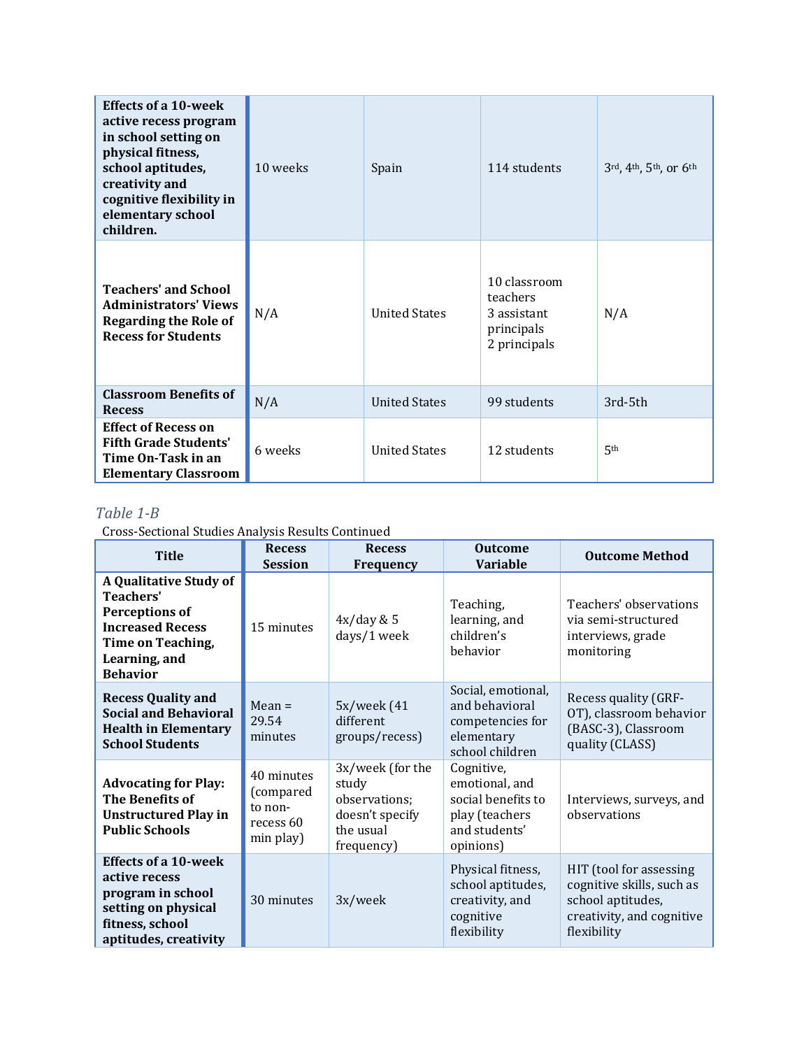| | | | | |
|---|---|---|---|---|
| **Effects of a 10-week active recess program in school setting on physical fitness, school aptitudes, creativity and cognitive flexibility in elementary school children.** | 10 weeks | Spain | 114 students | 3rd, 4th, 5th, or 6th |
| **Teachers' and School Administrators' Views Regarding the Role of Recess for Students** | N/A | United States | 10 classroom teachers<br>3 assistant principals<br>2 principals | N/A |
| **Classroom Benefits of Recess** | N/A | United States | 99 students | 3rd-5th |
| **Effect of Recess on Fifth Grade Students' Time On-Task in an Elementary Classroom** | 6 weeks | United States | 12 students | 5th |

*Table 1-B*

Cross-Sectional Studies Analysis Results Continued

| Title | Recess Session | Recess Frequency | Outcome Variable | Outcome Method |
|---|---|---|---|---|
| **A Qualitative Study of Teachers' Perceptions of Increased Recess Time on Teaching, Learning, and Behavior** | 15 minutes | 4x/day & 5 days/1 week | Teaching, learning, and children's behavior | Teachers' observations via semi-structured interviews, grade monitoring |
| **Recess Quality and Social and Behavioral Health in Elementary School Students** | Mean = 29.54 minutes | 5x/week (41 different groups/recess) | Social, emotional, and behavioral competencies for elementary school children | Recess quality (GRF-OT), classroom behavior (BASC-3), Classroom quality (CLASS) |
| **Advocating for Play: The Benefits of Unstructured Play in Public Schools** | 40 minutes (compared to non-recess 60 min play) | 3x/week (for the study observations; doesn't specify the usual frequency) | Cognitive, emotional, and social benefits to play (teachers and students' opinions) | Interviews, surveys, and observations |
| **Effects of a 10-week active recess program in school setting on physical fitness, school aptitudes, creativity** | 30 minutes | 3x/week | Physical fitness, school aptitudes, creativity, and cognitive flexibility | HIT (tool for assessing cognitive skills, such as school aptitudes, creativity, and cognitive flexibility |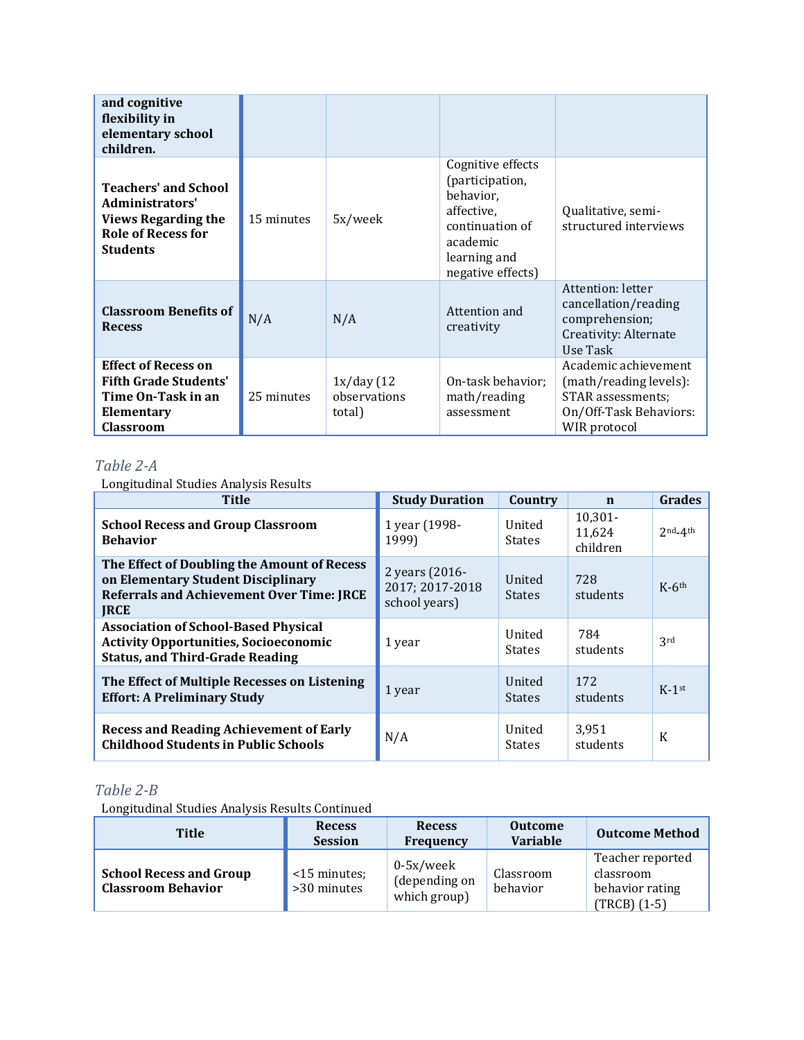| and cognitive flexibility in elementary school children. | | | | |
|---|---|---|---|---|
| **Teachers' and School Administrators' Views Regarding the Role of Recess for Students** | 15 minutes | 5x/week | Cognitive effects (participation, behavior, affective, continuation of academic learning and negative effects) | Qualitative, semi-structured interviews |
| **Classroom Benefits of Recess** | N/A | N/A | Attention and creativity | Attention: letter cancellation/reading comprehension; Creativity: Alternate Use Task |
| **Effect of Recess on Fifth Grade Students' Time On-Task in an Elementary Classroom** | 25 minutes | 1x/day (12 observations total) | On-task behavior; math/reading assessment | Academic achievement (math/reading levels): STAR assessments; On/Off-Task Behaviors: WIR protocol |

*Table 2-A*

Longitudinal Studies Analysis Results

| Title | Study Duration | Country | n | Grades |
|---|---|---|---|---|
| **School Recess and Group Classroom Behavior** | 1 year (1998-1999) | United States | 10,301-11,624 children | 2nd-4th |
| **The Effect of Doubling the Amount of Recess on Elementary Student Disciplinary Referrals and Achievement Over Time: JRCE JRCE** | 2 years (2016-2017; 2017-2018 school years) | United States | 728 students | K-6th |
| **Association of School-Based Physical Activity Opportunities, Socioeconomic Status, and Third-Grade Reading** | 1 year | United States | 784 students | 3rd |
| **The Effect of Multiple Recesses on Listening Effort: A Preliminary Study** | 1 year | United States | 172 students | K-1st |
| **Recess and Reading Achievement of Early Childhood Students in Public Schools** | N/A | United States | 3,951 students | K |

*Table 2-B*

Longitudinal Studies Analysis Results Continued

| Title | Recess Session | Recess Frequency | Outcome Variable | Outcome Method |
|---|---|---|---|---|
| **School Recess and Group Classroom Behavior** | <15 minutes; >30 minutes | 0-5x/week (depending on which group) | Classroom behavior | Teacher reported classroom behavior rating (TRCB) (1-5) |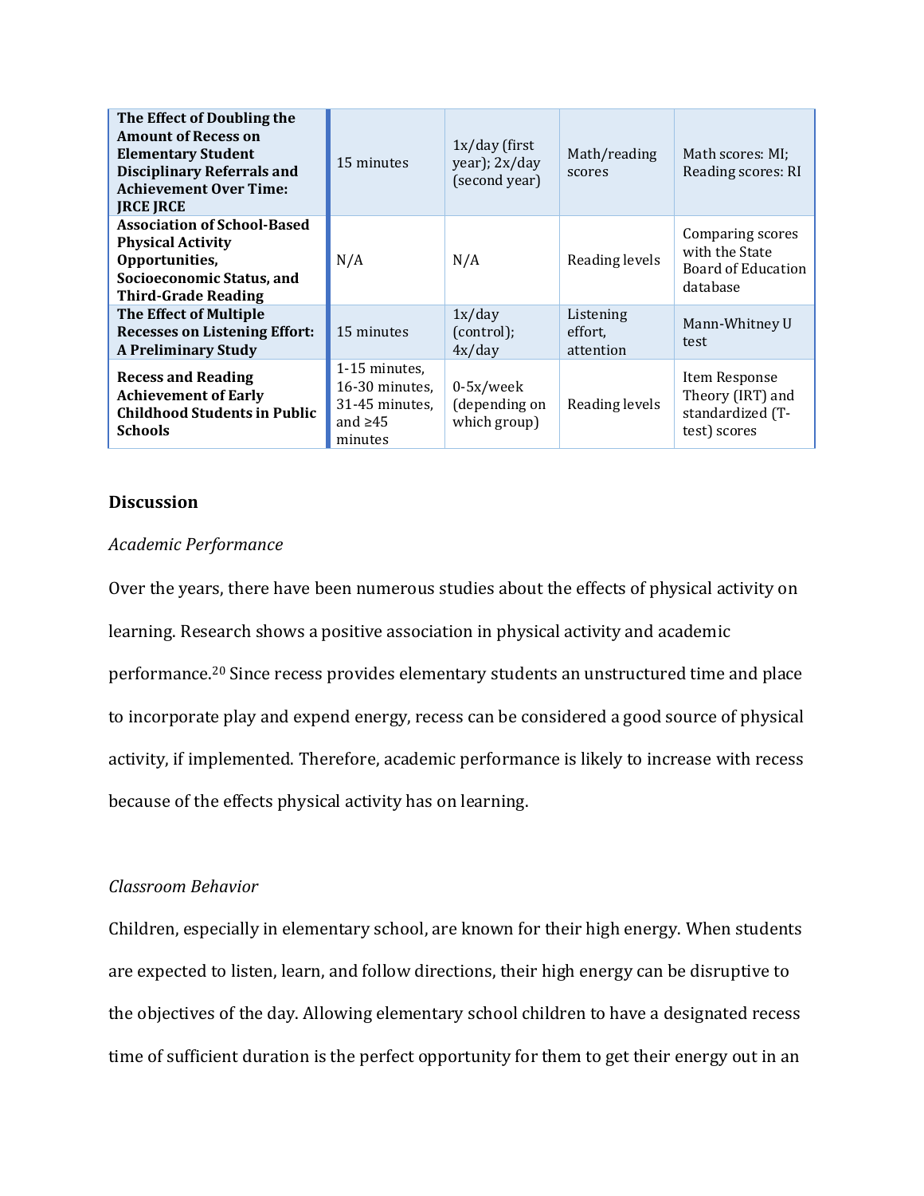| | | | | |
|---|---|---|---|---|
| **The Effect of Doubling the Amount of Recess on Elementary Student Disciplinary Referrals and Achievement Over Time: JRCE JRCE** | 15 minutes | 1x/day (first year); 2x/day (second year) | Math/reading scores | Math scores: MI; Reading scores: RI |
| **Association of School-Based Physical Activity Opportunities, Socioeconomic Status, and Third-Grade Reading** | N/A | N/A | Reading levels | Comparing scores with the State Board of Education database |
| **The Effect of Multiple Recesses on Listening Effort: A Preliminary Study** | 15 minutes | 1x/day (control); 4x/day | Listening effort, attention | Mann-Whitney U test |
| **Recess and Reading Achievement of Early Childhood Students in Public Schools** | 1-15 minutes, 16-30 minutes, 31-45 minutes, and ≥45 minutes | 0-5x/week (depending on which group) | Reading levels | Item Response Theory (IRT) and standardized (T-test) scores |

## Discussion

### *Academic Performance*

Over the years, there have been numerous studies about the effects of physical activity on learning. Research shows a positive association in physical activity and academic performance.[20] Since recess provides elementary students an unstructured time and place to incorporate play and expend energy, recess can be considered a good source of physical activity, if implemented. Therefore, academic performance is likely to increase with recess because of the effects physical activity has on learning.

### *Classroom Behavior*

Children, especially in elementary school, are known for their high energy. When students are expected to listen, learn, and follow directions, their high energy can be disruptive to the objectives of the day. Allowing elementary school children to have a designated recess time of sufficient duration is the perfect opportunity for them to get their energy out in an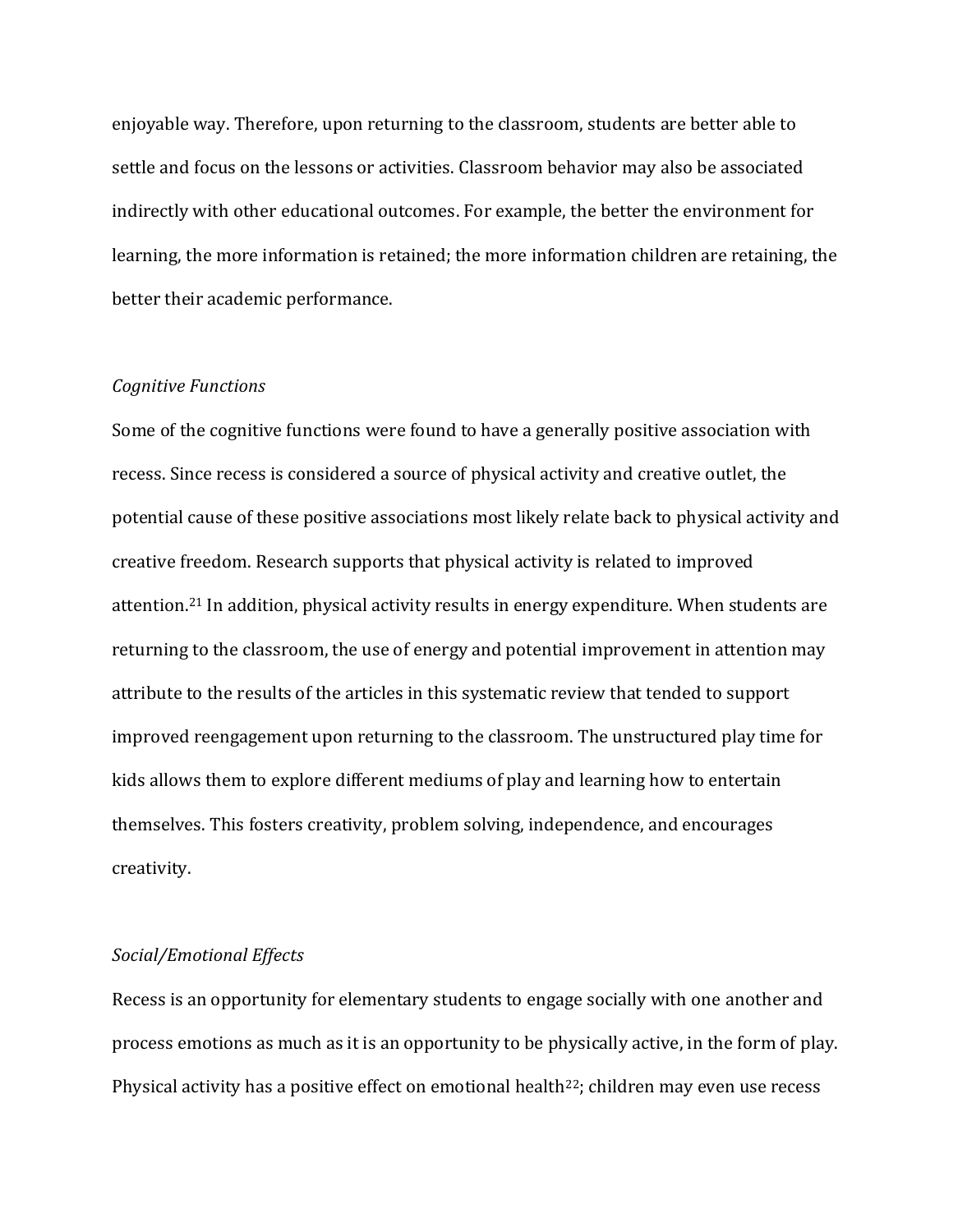enjoyable way. Therefore, upon returning to the classroom, students are better able to settle and focus on the lessons or activities. Classroom behavior may also be associated indirectly with other educational outcomes. For example, the better the environment for learning, the more information is retained; the more information children are retaining, the better their academic performance.

*Cognitive Functions*

Some of the cognitive functions were found to have a generally positive association with recess. Since recess is considered a source of physical activity and creative outlet, the potential cause of these positive associations most likely relate back to physical activity and creative freedom. Research supports that physical activity is related to improved attention.[21] In addition, physical activity results in energy expenditure. When students are returning to the classroom, the use of energy and potential improvement in attention may attribute to the results of the articles in this systematic review that tended to support improved reengagement upon returning to the classroom. The unstructured play time for kids allows them to explore different mediums of play and learning how to entertain themselves. This fosters creativity, problem solving, independence, and encourages creativity.

*Social/Emotional Effects*

Recess is an opportunity for elementary students to engage socially with one another and process emotions as much as it is an opportunity to be physically active, in the form of play. Physical activity has a positive effect on emotional health[22]; children may even use recess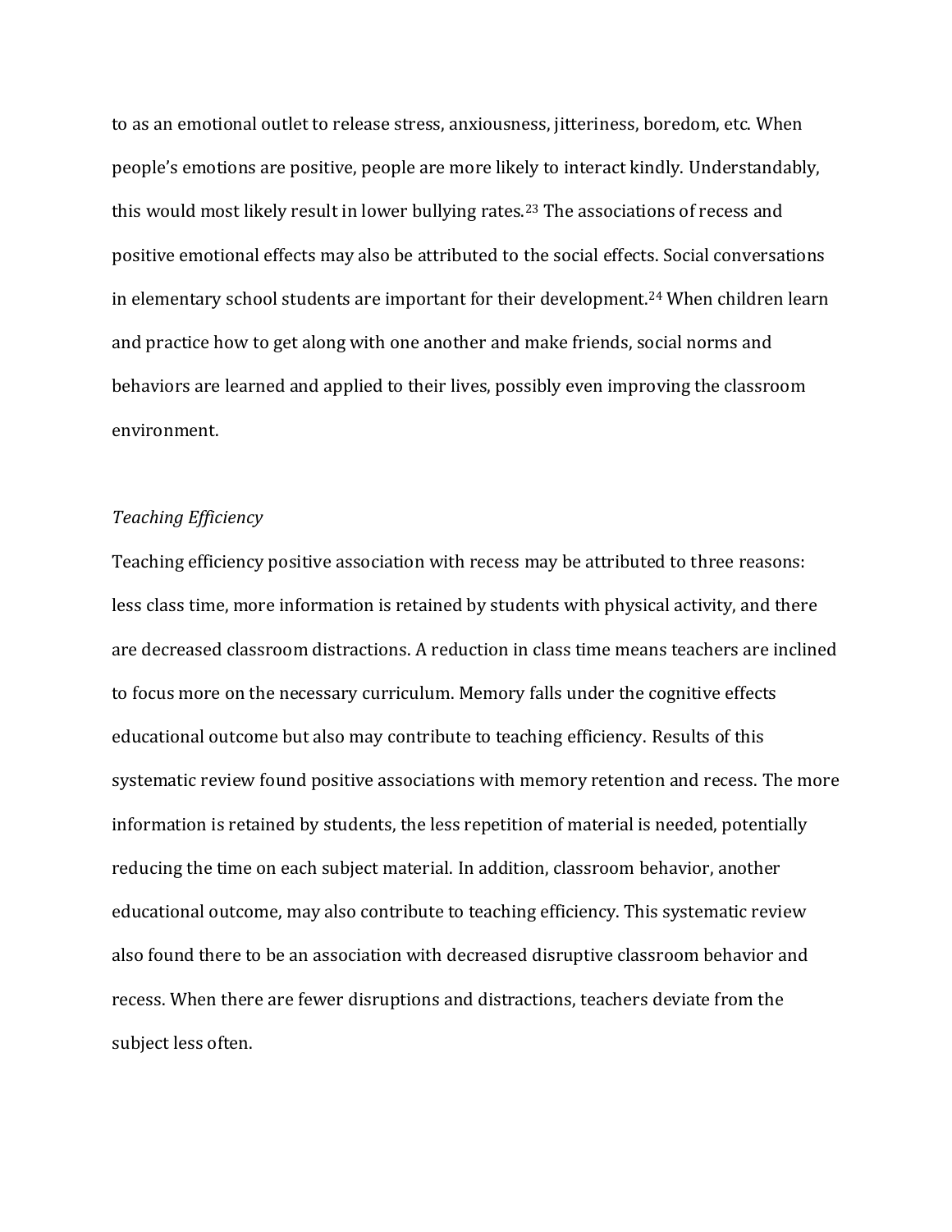to as an emotional outlet to release stress, anxiousness, jitteriness, boredom, etc. When people's emotions are positive, people are more likely to interact kindly. Understandably, this would most likely result in lower bullying rates.[23] The associations of recess and positive emotional effects may also be attributed to the social effects. Social conversations in elementary school students are important for their development.[24] When children learn and practice how to get along with one another and make friends, social norms and behaviors are learned and applied to their lives, possibly even improving the classroom environment.

*Teaching Efficiency*

Teaching efficiency positive association with recess may be attributed to three reasons: less class time, more information is retained by students with physical activity, and there are decreased classroom distractions. A reduction in class time means teachers are inclined to focus more on the necessary curriculum. Memory falls under the cognitive effects educational outcome but also may contribute to teaching efficiency. Results of this systematic review found positive associations with memory retention and recess. The more information is retained by students, the less repetition of material is needed, potentially reducing the time on each subject material. In addition, classroom behavior, another educational outcome, may also contribute to teaching efficiency. This systematic review also found there to be an association with decreased disruptive classroom behavior and recess. When there are fewer disruptions and distractions, teachers deviate from the subject less often.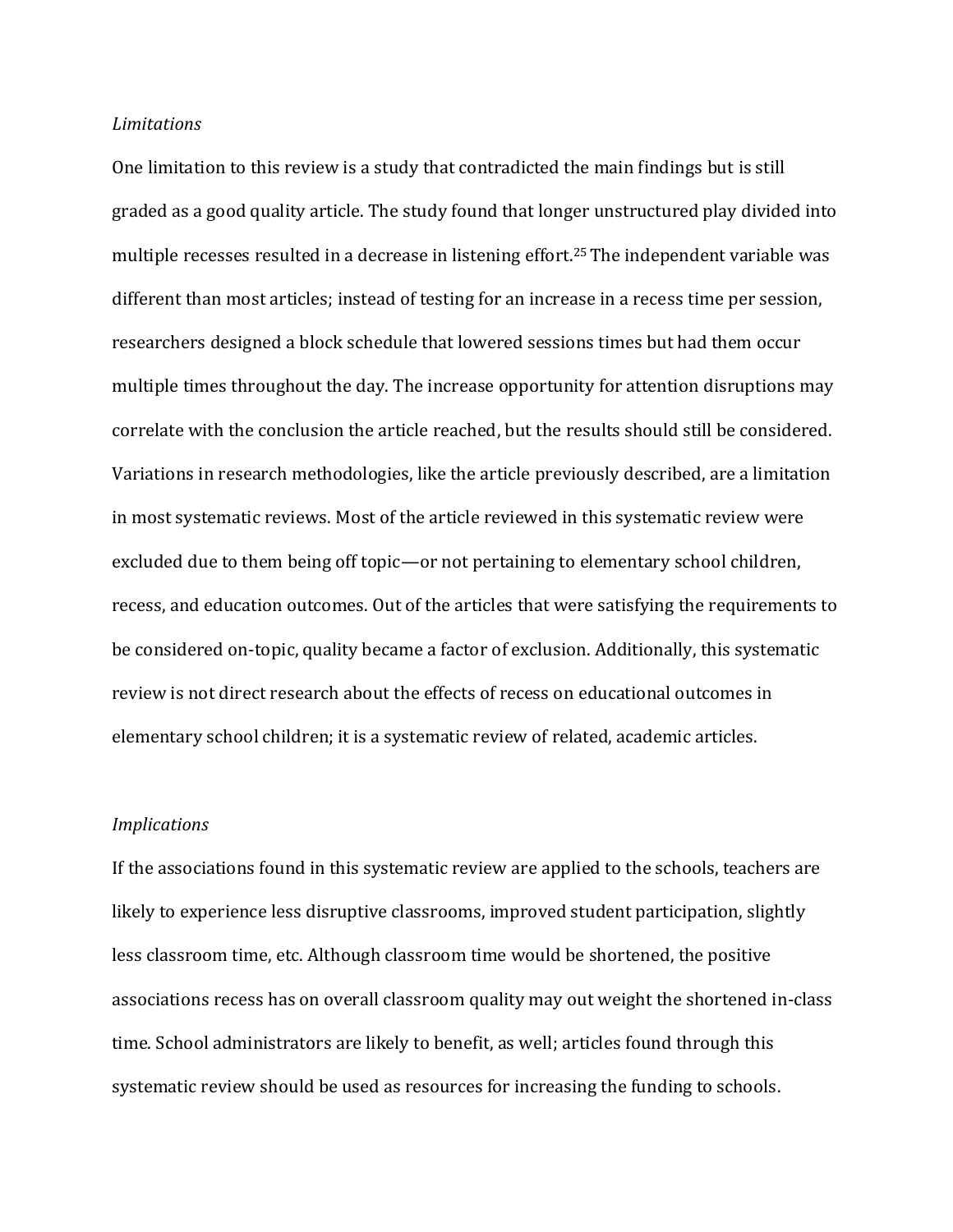*Limitations*

One limitation to this review is a study that contradicted the main findings but is still graded as a good quality article. The study found that longer unstructured play divided into multiple recesses resulted in a decrease in listening effort.[25] The independent variable was different than most articles; instead of testing for an increase in a recess time per session, researchers designed a block schedule that lowered sessions times but had them occur multiple times throughout the day. The increase opportunity for attention disruptions may correlate with the conclusion the article reached, but the results should still be considered. Variations in research methodologies, like the article previously described, are a limitation in most systematic reviews. Most of the article reviewed in this systematic review were excluded due to them being off topic—or not pertaining to elementary school children, recess, and education outcomes. Out of the articles that were satisfying the requirements to be considered on-topic, quality became a factor of exclusion. Additionally, this systematic review is not direct research about the effects of recess on educational outcomes in elementary school children; it is a systematic review of related, academic articles.

*Implications*

If the associations found in this systematic review are applied to the schools, teachers are likely to experience less disruptive classrooms, improved student participation, slightly less classroom time, etc. Although classroom time would be shortened, the positive associations recess has on overall classroom quality may out weight the shortened in-class time. School administrators are likely to benefit, as well; articles found through this systematic review should be used as resources for increasing the funding to schools.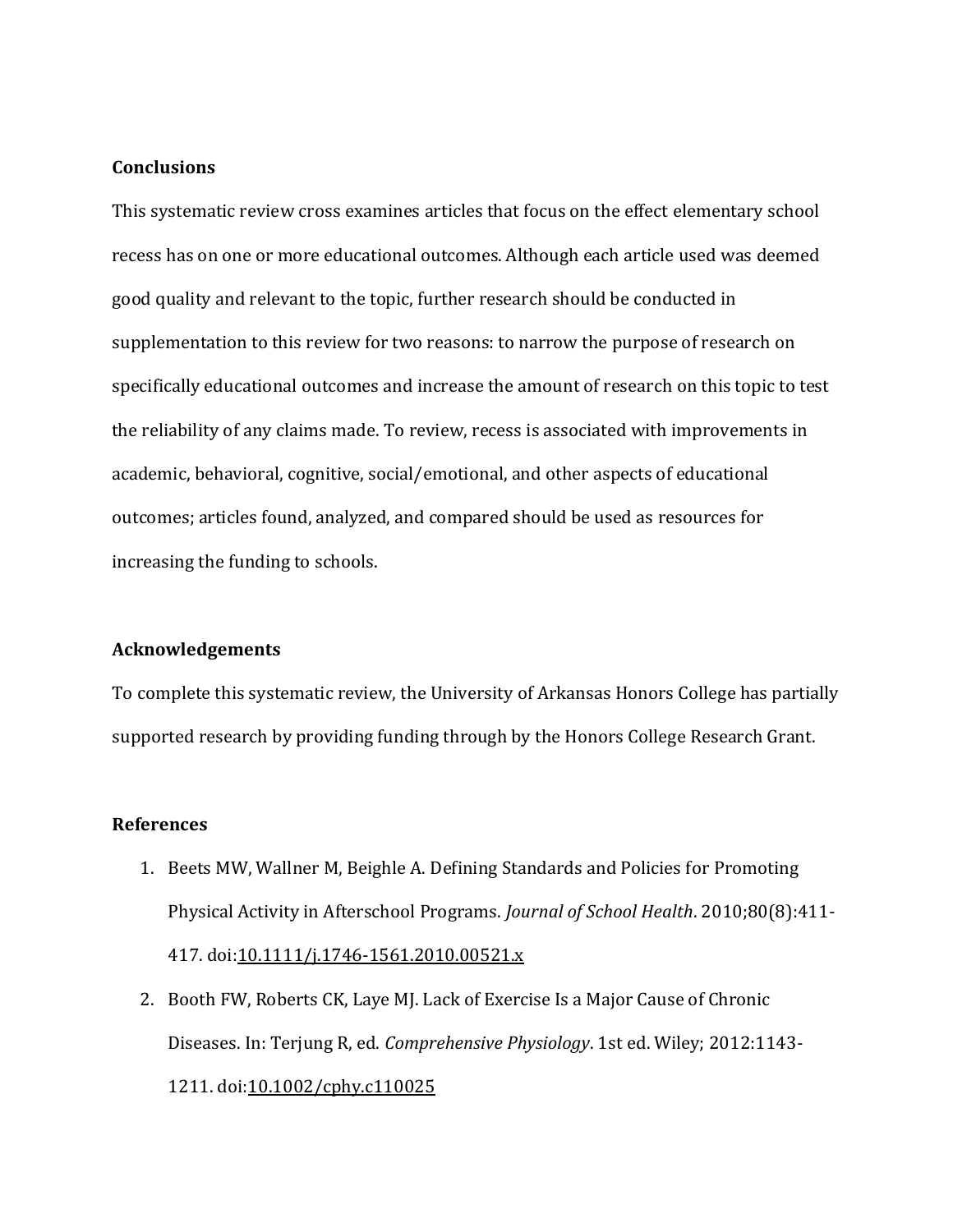**Conclusions**

This systematic review cross examines articles that focus on the effect elementary school recess has on one or more educational outcomes. Although each article used was deemed good quality and relevant to the topic, further research should be conducted in supplementation to this review for two reasons: to narrow the purpose of research on specifically educational outcomes and increase the amount of research on this topic to test the reliability of any claims made. To review, recess is associated with improvements in academic, behavioral, cognitive, social/emotional, and other aspects of educational outcomes; articles found, analyzed, and compared should be used as resources for increasing the funding to schools.

**Acknowledgements**

To complete this systematic review, the University of Arkansas Honors College has partially supported research by providing funding through by the Honors College Research Grant.

**References**

1. Beets MW, Wallner M, Beighle A. Defining Standards and Policies for Promoting Physical Activity in Afterschool Programs. *Journal of School Health*. 2010;80(8):411-417. doi:10.1111/j.1746-1561.2010.00521.x
2. Booth FW, Roberts CK, Laye MJ. Lack of Exercise Is a Major Cause of Chronic Diseases. In: Terjung R, ed. *Comprehensive Physiology*. 1st ed. Wiley; 2012:1143-1211. doi:10.1002/cphy.c110025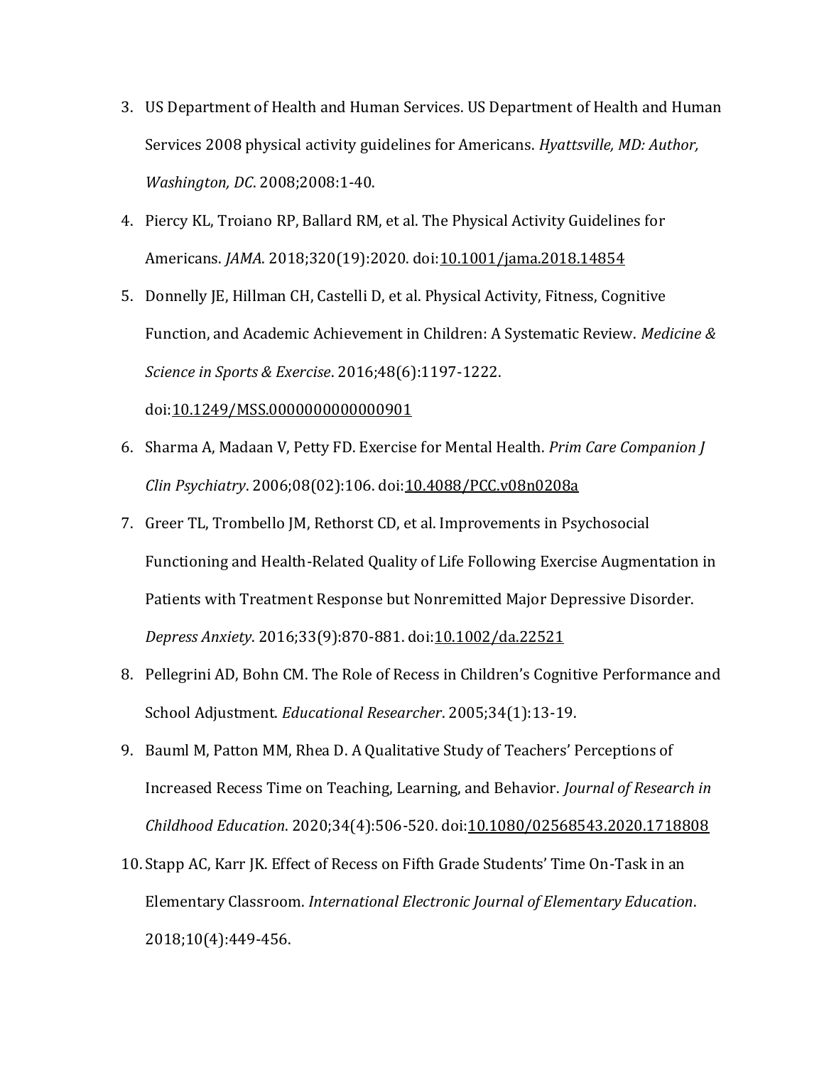3. US Department of Health and Human Services. US Department of Health and Human Services 2008 physical activity guidelines for Americans. *Hyattsville, MD: Author, Washington, DC*. 2008;2008:1-40.
4. Piercy KL, Troiano RP, Ballard RM, et al. The Physical Activity Guidelines for Americans. *JAMA*. 2018;320(19):2020. doi:10.1001/jama.2018.14854
5. Donnelly JE, Hillman CH, Castelli D, et al. Physical Activity, Fitness, Cognitive Function, and Academic Achievement in Children: A Systematic Review. *Medicine & Science in Sports & Exercise*. 2016;48(6):1197-1222. doi:10.1249/MSS.0000000000000901
6. Sharma A, Madaan V, Petty FD. Exercise for Mental Health. *Prim Care Companion J Clin Psychiatry*. 2006;08(02):106. doi:10.4088/PCC.v08n0208a
7. Greer TL, Trombello JM, Rethorst CD, et al. Improvements in Psychosocial Functioning and Health-Related Quality of Life Following Exercise Augmentation in Patients with Treatment Response but Nonremitted Major Depressive Disorder. *Depress Anxiety*. 2016;33(9):870-881. doi:10.1002/da.22521
8. Pellegrini AD, Bohn CM. The Role of Recess in Children's Cognitive Performance and School Adjustment. *Educational Researcher*. 2005;34(1):13-19.
9. Bauml M, Patton MM, Rhea D. A Qualitative Study of Teachers' Perceptions of Increased Recess Time on Teaching, Learning, and Behavior. *Journal of Research in Childhood Education*. 2020;34(4):506-520. doi:10.1080/02568543.2020.1718808
10. Stapp AC, Karr JK. Effect of Recess on Fifth Grade Students' Time On-Task in an Elementary Classroom. *International Electronic Journal of Elementary Education*. 2018;10(4):449-456.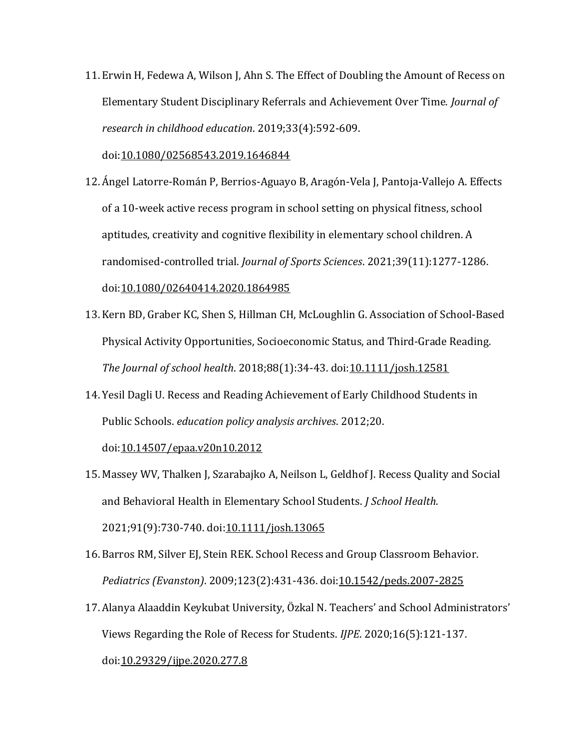11. Erwin H, Fedewa A, Wilson J, Ahn S. The Effect of Doubling the Amount of Recess on Elementary Student Disciplinary Referrals and Achievement Over Time. *Journal of research in childhood education*. 2019;33(4):592-609. doi:10.1080/02568543.2019.1646844
12. Ángel Latorre-Román P, Berrios-Aguayo B, Aragón-Vela J, Pantoja-Vallejo A. Effects of a 10-week active recess program in school setting on physical fitness, school aptitudes, creativity and cognitive flexibility in elementary school children. A randomised-controlled trial. *Journal of Sports Sciences*. 2021;39(11):1277-1286. doi:10.1080/02640414.2020.1864985
13. Kern BD, Graber KC, Shen S, Hillman CH, McLoughlin G. Association of School-Based Physical Activity Opportunities, Socioeconomic Status, and Third-Grade Reading. *The Journal of school health*. 2018;88(1):34-43. doi:10.1111/josh.12581
14. Yesil Dagli U. Recess and Reading Achievement of Early Childhood Students in Public Schools. *education policy analysis archives*. 2012;20. doi:10.14507/epaa.v20n10.2012
15. Massey WV, Thalken J, Szarabajko A, Neilson L, Geldhof J. Recess Quality and Social and Behavioral Health in Elementary School Students. *J School Health*. 2021;91(9):730-740. doi:10.1111/josh.13065
16. Barros RM, Silver EJ, Stein REK. School Recess and Group Classroom Behavior. *Pediatrics (Evanston)*. 2009;123(2):431-436. doi:10.1542/peds.2007-2825
17. Alanya Alaaddin Keykubat University, Özkal N. Teachers' and School Administrators' Views Regarding the Role of Recess for Students. *IJPE*. 2020;16(5):121-137. doi:10.29329/ijpe.2020.277.8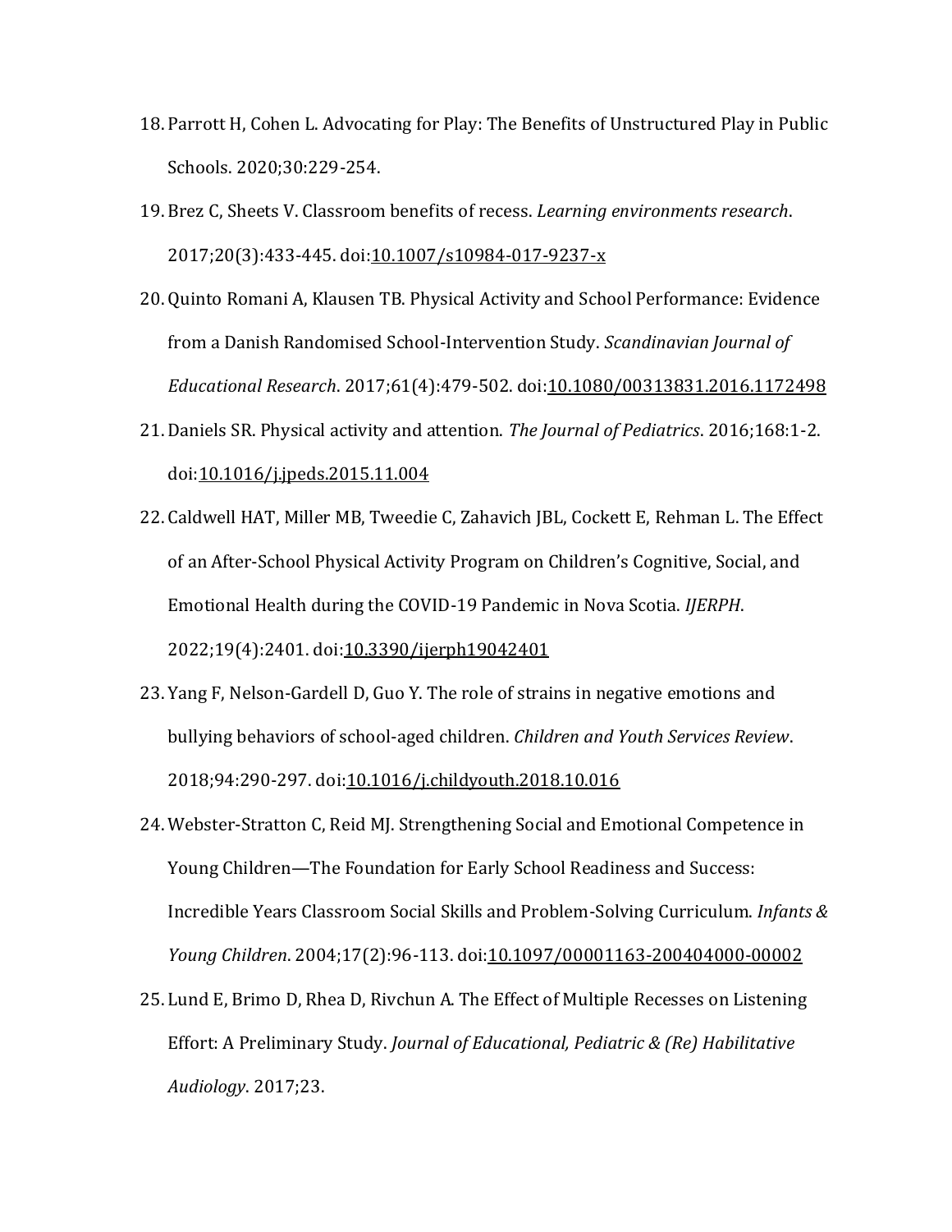18. Parrott H, Cohen L. Advocating for Play: The Benefits of Unstructured Play in Public Schools. 2020;30:229-254.
19. Brez C, Sheets V. Classroom benefits of recess. *Learning environments research*. 2017;20(3):433-445. doi:10.1007/s10984-017-9237-x
20. Quinto Romani A, Klausen TB. Physical Activity and School Performance: Evidence from a Danish Randomised School-Intervention Study. *Scandinavian Journal of Educational Research*. 2017;61(4):479-502. doi:10.1080/00313831.2016.1172498
21. Daniels SR. Physical activity and attention. *The Journal of Pediatrics*. 2016;168:1-2. doi:10.1016/j.jpeds.2015.11.004
22. Caldwell HAT, Miller MB, Tweedie C, Zahavich JBL, Cockett E, Rehman L. The Effect of an After-School Physical Activity Program on Children's Cognitive, Social, and Emotional Health during the COVID-19 Pandemic in Nova Scotia. *IJERPH*. 2022;19(4):2401. doi:10.3390/ijerph19042401
23. Yang F, Nelson-Gardell D, Guo Y. The role of strains in negative emotions and bullying behaviors of school-aged children. *Children and Youth Services Review*. 2018;94:290-297. doi:10.1016/j.childyouth.2018.10.016
24. Webster-Stratton C, Reid MJ. Strengthening Social and Emotional Competence in Young Children—The Foundation for Early School Readiness and Success: Incredible Years Classroom Social Skills and Problem-Solving Curriculum. *Infants & Young Children*. 2004;17(2):96-113. doi:10.1097/00001163-200404000-00002
25. Lund E, Brimo D, Rhea D, Rivchun A. The Effect of Multiple Recesses on Listening Effort: A Preliminary Study. *Journal of Educational, Pediatric & (Re) Habilitative Audiology*. 2017;23.